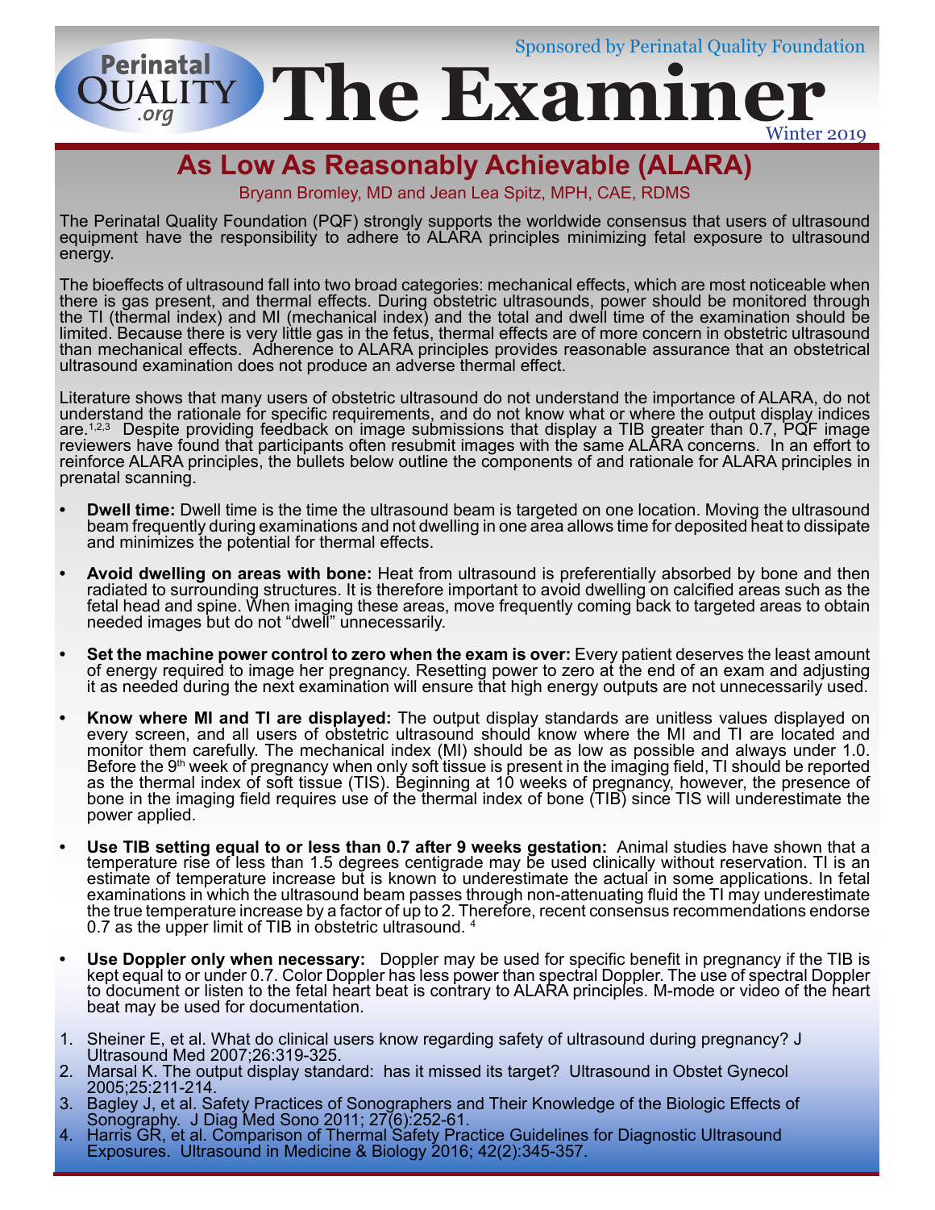Sponsored by Perinatal Quality Foundation

# The Examiner

Winter 2019

## As Low As Reasonably Achievable (ALARA)

Bryann Bromley, MD and Jean Lea Spitz, MPH, CAE, RDMS

The Perinatal Quality Foundation (PQF) strongly supports the worldwide consensus that users of ultrasound equipment have the responsibility to adhere to ALARA principles minimizing fetal exposure to ultrasound energy.

The bioeffects of ultrasound fall into two broad categories: mechanical effects, which are most noticeable when there is gas present, and thermal effects. During obstetric ultrasounds, power should be monitored through the TI (thermal index) and MI (mechanical index) and the total and dwell time of the examination should be limited. Because there is very little gas in the fetus, thermal effects are of more concern in obstetric ultrasound than mechanical effects. Adherence to ALARA principles provides reasonable assurance that an obstetrical ultrasound examination does not produce an adverse thermal effect.

Literature shows that many users of obstetric ultrasound do not understand the importance of ALARA, do not understand the rationale for specific requirements, and do not know what or where the output display indices are.[1,2,3] Despite providing feedback on image submissions that display a TIB greater than 0.7, PQF image reviewers have found that participants often resubmit images with the same ALARA concerns. In an effort to reinforce ALARA principles, the bullets below outline the components of and rationale for ALARA principles in prenatal scanning.

- **Dwell time:** Dwell time is the time the ultrasound beam is targeted on one location. Moving the ultrasound beam frequently during examinations and not dwelling in one area allows time for deposited heat to dissipate and minimizes the potential for thermal effects.

- **Avoid dwelling on areas with bone:** Heat from ultrasound is preferentially absorbed by bone and then radiated to surrounding structures. It is therefore important to avoid dwelling on calcified areas such as the fetal head and spine. When imaging these areas, move frequently coming back to targeted areas to obtain needed images but do not "dwell" unnecessarily.

- **Set the machine power control to zero when the exam is over:** Every patient deserves the least amount of energy required to image her pregnancy. Resetting power to zero at the end of an exam and adjusting it as needed during the next examination will ensure that high energy outputs are not unnecessarily used.

- **Know where MI and TI are displayed:** The output display standards are unitless values displayed on every screen, and all users of obstetric ultrasound should know where the MI and TI are located and monitor them carefully. The mechanical index (MI) should be as low as possible and always under 1.0. Before the 9th week of pregnancy when only soft tissue is present in the imaging field, TI should be reported as the thermal index of soft tissue (TIS). Beginning at 10 weeks of pregnancy, however, the presence of bone in the imaging field requires use of the thermal index of bone (TIB) since TIS will underestimate the power applied.

- **Use TIB setting equal to or less than 0.7 after 9 weeks gestation:** Animal studies have shown that a temperature rise of less than 1.5 degrees centigrade may be used clinically without reservation. TI is an estimate of temperature increase but is known to underestimate the actual in some applications. In fetal examinations in which the ultrasound beam passes through non-attenuating fluid the TI may underestimate the true temperature increase by a factor of up to 2. Therefore, recent consensus recommendations endorse 0.7 as the upper limit of TIB in obstetric ultrasound. [4]

- **Use Doppler only when necessary:** Doppler may be used for specific benefit in pregnancy if the TIB is kept equal to or under 0.7. Color Doppler has less power than spectral Doppler. The use of spectral Doppler to document or listen to the fetal heart beat is contrary to ALARA principles. M-mode or video of the heart beat may be used for documentation.

1. Sheiner E, et al. What do clinical users know regarding safety of ultrasound during pregnancy? J Ultrasound Med 2007;26:319-325.
2. Marsal K. The output display standard: has it missed its target? Ultrasound in Obstet Gynecol 2005;25:211-214.
3. Bagley J, et al. Safety Practices of Sonographers and Their Knowledge of the Biologic Effects of Sonography. J Diag Med Sono 2011; 27(6):252-61.
4. Harris GR, et al. Comparison of Thermal Safety Practice Guidelines for Diagnostic Ultrasound Exposures. Ultrasound in Medicine & Biology 2016; 42(2):345-357.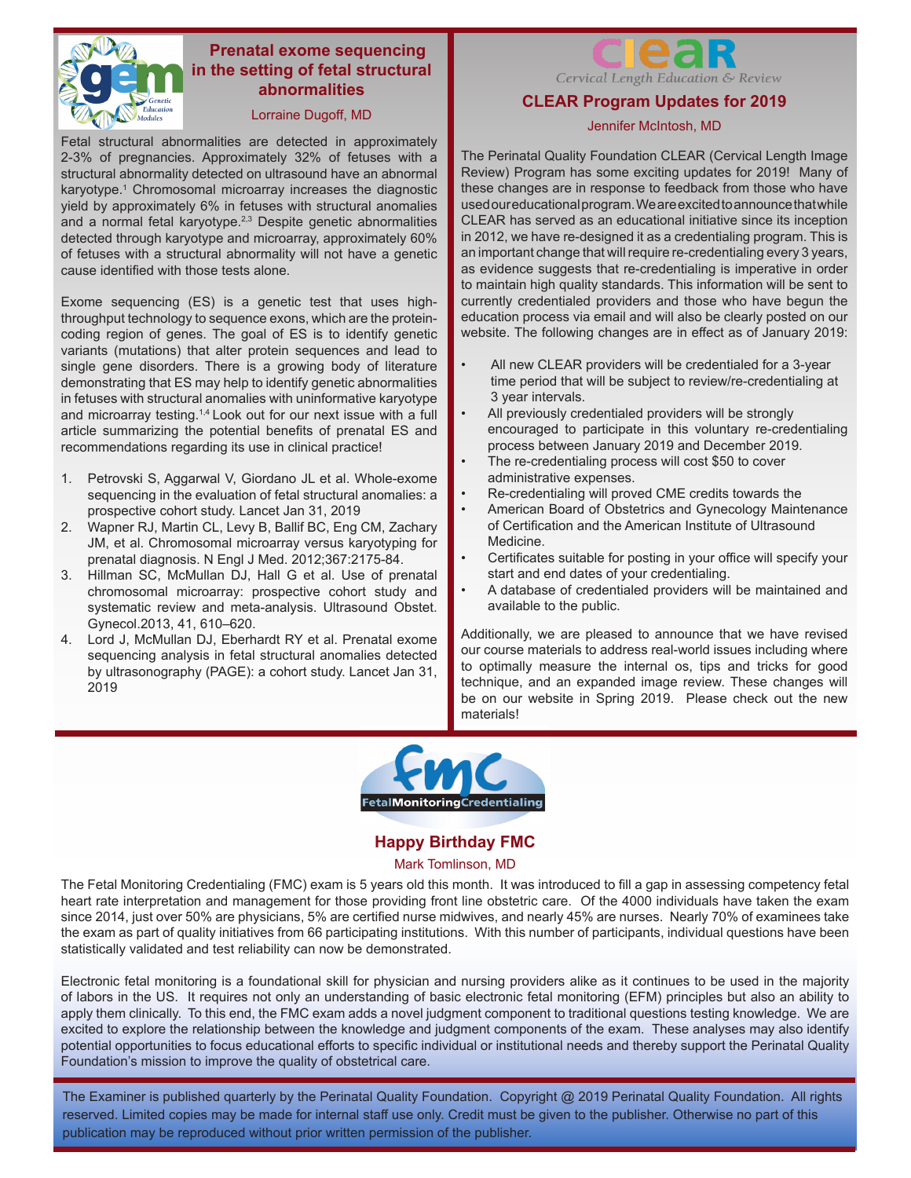## Prenatal exome sequencing in the setting of fetal structural abnormalities

Lorraine Dugoff, MD

Fetal structural abnormalities are detected in approximately 2-3% of pregnancies. Approximately 32% of fetuses with a structural abnormality detected on ultrasound have an abnormal karyotype.[1] Chromosomal microarray increases the diagnostic yield by approximately 6% in fetuses with structural anomalies and a normal fetal karyotype.[2,3] Despite genetic abnormalities detected through karyotype and microarray, approximately 60% of fetuses with a structural abnormality will not have a genetic cause identified with those tests alone.

Exome sequencing (ES) is a genetic test that uses high-throughput technology to sequence exons, which are the protein-coding region of genes. The goal of ES is to identify genetic variants (mutations) that alter protein sequences and lead to single gene disorders. There is a growing body of literature demonstrating that ES may help to identify genetic abnormalities in fetuses with structural anomalies with uninformative karyotype and microarray testing.[1,4] Look out for our next issue with a full article summarizing the potential benefits of prenatal ES and recommendations regarding its use in clinical practice!

1. Petrovski S, Aggarwal V, Giordano JL et al. Whole-exome sequencing in the evaluation of fetal structural anomalies: a prospective cohort study. Lancet Jan 31, 2019
2. Wapner RJ, Martin CL, Levy B, Ballif BC, Eng CM, Zachary JM, et al. Chromosomal microarray versus karyotyping for prenatal diagnosis. N Engl J Med. 2012;367:2175-84.
3. Hillman SC, McMullan DJ, Hall G et al. Use of prenatal chromosomal microarray: prospective cohort study and systematic review and meta-analysis. Ultrasound Obstet. Gynecol.2013, 41, 610–620.
4. Lord J, McMullan DJ, Eberhardt RY et al. Prenatal exome sequencing analysis in fetal structural anomalies detected by ultrasonography (PAGE): a cohort study. Lancet Jan 31, 2019

clear
*Cervical Length Education & Review*

## CLEAR Program Updates for 2019

Jennifer McIntosh, MD

The Perinatal Quality Foundation CLEAR (Cervical Length Image Review) Program has some exciting updates for 2019! Many of these changes are in response to feedback from those who have used our educational program. We are excited to announce that while CLEAR has served as an educational initiative since its inception in 2012, we have re-designed it as a credentialing program. This is an important change that will require re-credentialing every 3 years, as evidence suggests that re-credentialing is imperative in order to maintain high quality standards. This information will be sent to currently credentialed providers and those who have begun the education process via email and will also be clearly posted on our website. The following changes are in effect as of January 2019:

- All new CLEAR providers will be credentialed for a 3-year time period that will be subject to review/re-credentialing at 3 year intervals.
- All previously credentialed providers will be strongly encouraged to participate in this voluntary re-credentialing process between January 2019 and December 2019.
- The re-credentialing process will cost $50 to cover administrative expenses.
- Re-credentialing will proved CME credits towards the
- American Board of Obstetrics and Gynecology Maintenance of Certification and the American Institute of Ultrasound Medicine.
- Certificates suitable for posting in your office will specify your start and end dates of your credentialing.
- A database of credentialed providers will be maintained and available to the public.

Additionally, we are pleased to announce that we have revised our course materials to address real-world issues including where to optimally measure the internal os, tips and tricks for good technique, and an expanded image review. These changes will be on our website in Spring 2019. Please check out the new materials!

fmc
FetalMonitoringCredentialing

## Happy Birthday FMC

Mark Tomlinson, MD

The Fetal Monitoring Credentialing (FMC) exam is 5 years old this month. It was introduced to fill a gap in assessing competency fetal heart rate interpretation and management for those providing front line obstetric care. Of the 4000 individuals have taken the exam since 2014, just over 50% are physicians, 5% are certified nurse midwives, and nearly 45% are nurses. Nearly 70% of examinees take the exam as part of quality initiatives from 66 participating institutions. With this number of participants, individual questions have been statistically validated and test reliability can now be demonstrated.

Electronic fetal monitoring is a foundational skill for physician and nursing providers alike as it continues to be used in the majority of labors in the US. It requires not only an understanding of basic electronic fetal monitoring (EFM) principles but also an ability to apply them clinically. To this end, the FMC exam adds a novel judgment component to traditional questions testing knowledge. We are excited to explore the relationship between the knowledge and judgment components of the exam. These analyses may also identify potential opportunities to focus educational efforts to specific individual or institutional needs and thereby support the Perinatal Quality Foundation's mission to improve the quality of obstetrical care.

The Examiner is published quarterly by the Perinatal Quality Foundation. Copyright @ 2019 Perinatal Quality Foundation. All rights reserved. Limited copies may be made for internal staff use only. Credit must be given to the publisher. Otherwise no part of this publication may be reproduced without prior written permission of the publisher.